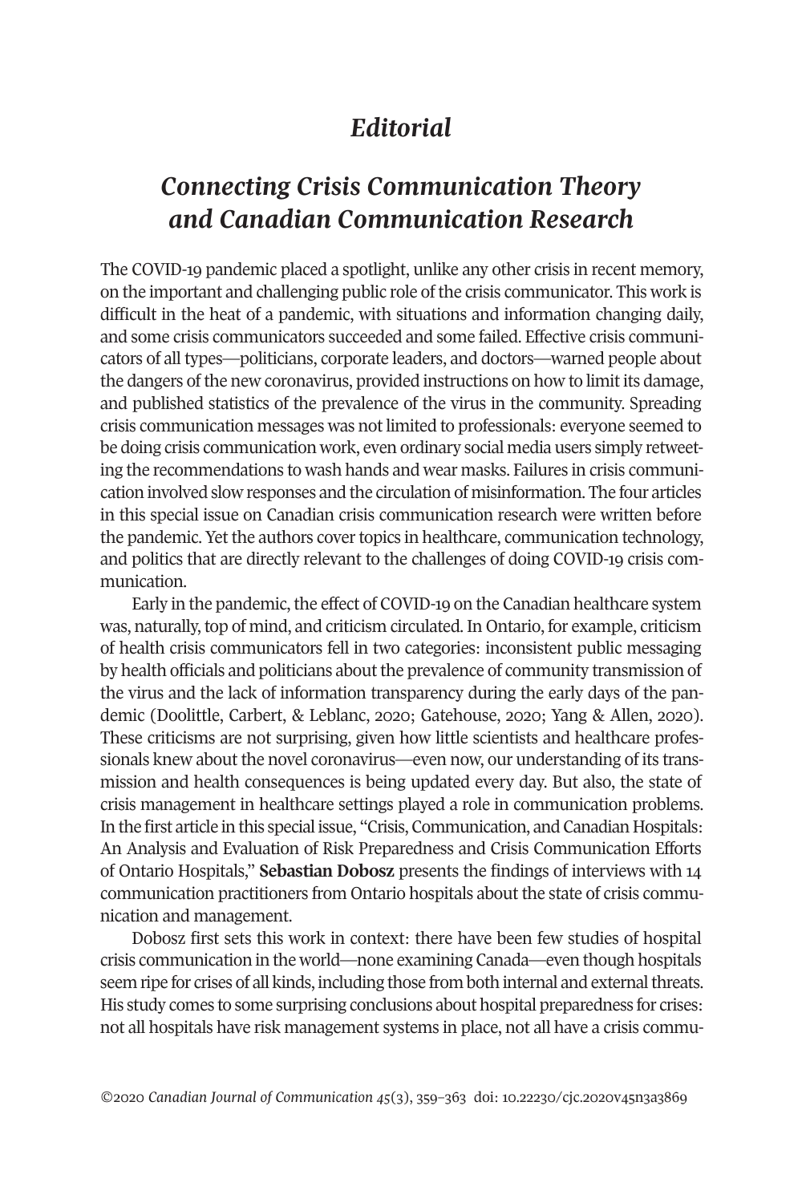# *Editorial*

## *Connecting Crisis Communication Theory and Canadian Communication Research*

The COVID-19 pandemic placed a spotlight, unlike any other crisis in recent memory, on the important and challenging public role of the crisis communicator. This work is difficult in the heat of a pandemic, with situations and information changing daily, and some crisis communicators succeeded and some failed. Effective crisis communicators of all types—politicians, corporate leaders, and doctors—warned people about the dangers of the new coronavirus, provided instructions on how to limit its damage, and published statistics of the prevalence of the virus in the community. Spreading crisis communication messages was not limited to professionals: everyone seemed to be doing crisis communication work, even ordinary social media users simply retweeting the recommendations to wash hands and wear masks. Failures in crisis communication involved slow responses and the circulation of misinformation. The four articles in this special issue on Canadian crisis communication research were written before the pandemic. Yet the authors cover topics in healthcare, communication technology, and politics that are directly relevant to the challenges of doing COVID-19 crisis communication.

Early in the pandemic, the effect of COVID-19 on the Canadian healthcare system was, naturally, top of mind, and criticism circulated. In Ontario, for example, criticism of health crisis communicators fell in two categories: inconsistent public messaging by health officials and politicians about the prevalence of community transmission of the virus and the lack of information transparency during the early days of the pandemic (Doolittle, Carbert, & Leblanc, 2020; Gatehouse, 2020; Yang & Allen, 2020). These criticisms are not surprising, given how little scientists and healthcare professionals knew about the novel coronavirus—even now, our understanding of its transmission and health consequences is being updated every day. But also, the state of crisis management in healthcare settings played a role in communication problems. In the first article in this special issue, "Crisis, Communication, and Canadian Hospitals: An Analysis and Evaluation of Risk Preparedness and Crisis Communication Efforts of Ontario Hospitals," **Sebastian Dobosz** presents the findings of interviews with 14 communication practitioners from Ontario hospitals about the state of crisis communication and management.

Dobosz first sets this work in context: there have been few studies of hospital crisis communication in the world—none examining Canada—even though hospitals seem ripe for crises of all kinds, including those from both internal and external threats. His study comes to some surprising conclusions about hospital preparedness for crises: not all hospitals have risk management systems in place, not all have a crisis commu-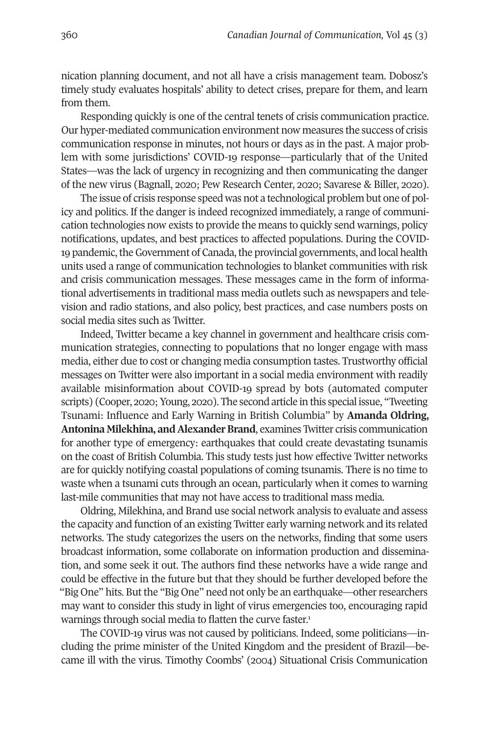nication planning document, and not all have a crisis management team. Dobosz's timely study evaluates hospitals' ability to detect crises, prepare for them, and learn from them.

Responding quickly is one of the central tenets of crisis communication practice. Our hyper-mediated communication environment now measures the success of crisis communication response in minutes, not hours or days as in the past. A major problem with some jurisdictions' COVID-19 response—particularly that of the United States—was the lack of urgency in recognizing and then communicating the danger of the new virus (Bagnall, 2020; Pew Research Center, 2020; Savarese & Biller, 2020).

The issue of crisis response speed was not a technological problem but one of policy and politics. If the danger is indeed recognized immediately, a range of communication technologies now exists to provide the means to quickly send warnings, policy notifications, updates, and best practices to affected populations. During the COVID-19 pandemic, the Government of Canada, the provincial governments, and local health units used a range of communication technologies to blanket communities with risk and crisis communication messages. These messages came in the form of informational advertisements in traditional mass media outlets such as newspapers and television and radio stations, and also policy, best practices, and case numbers posts on social media sites such as Twitter.

Indeed, Twitter became a key channel in government and healthcare crisis communication strategies, connecting to populations that no longer engage with mass media, either due to cost or changing media consumption tastes. Trustworthy official messages on Twitter were also important in a social media environment with readily available misinformation about COVID-19 spread by bots (automated computer scripts) (Cooper, 2020; Young, 2020). The second article in this special issue, "Tweeting Tsunami: Influence and Early Warning in British Columbia" by **Amanda Oldring, Antonina Milekhina, and Alexander Brand**, examines Twitter crisis communication for another type of emergency: earthquakes that could create devastating tsunamis on the coast of British Columbia. This study tests just how effective Twitter networks are for quickly notifying coastal populations of coming tsunamis. There is no time to waste when a tsunami cuts through an ocean, particularly when it comes to warning last-mile communities that may not have access to traditional mass media.

Oldring, Milekhina, and Brand use social network analysis to evaluate and assess the capacity and function of an existing Twitter early warning network and its related networks. The study categorizes the users on the networks, finding that some users broadcast information, some collaborate on information production and dissemination, and some seek it out. The authors find these networks have a wide range and could be effective in the future but that they should be further developed before the "Big One" hits. But the "Big One" need not only be an earthquake—other researchers may want to consider this study in light of virus emergencies too, encouraging rapid warnings through social media to flatten the curve faster.[1]

The COVID-19 virus was not caused by politicians. Indeed, some politicians—including the prime minister of the United Kingdom and the president of Brazil—became ill with the virus. Timothy Coombs' (2004) Situational Crisis Communication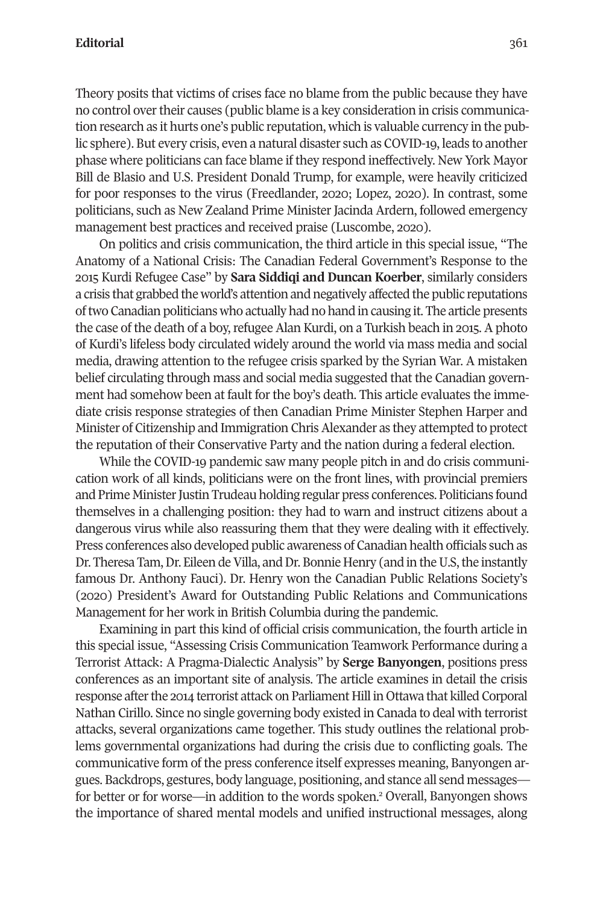Theory posits that victims of crises face no blame from the public because they have no control over their causes (public blame is a key consideration in crisis communication research as it hurts one's public reputation, which is valuable currency in the public sphere). But every crisis, even a natural disaster such as COVID-19, leads to another phase where politicians can face blame if they respond ineffectively. New York Mayor Bill de Blasio and U.S. President Donald Trump, for example, were heavily criticized for poor responses to the virus (Freedlander, 2020; Lopez, 2020). In contrast, some politicians, such as New Zealand Prime Minister Jacinda Ardern, followed emergency management best practices and received praise (Luscombe, 2020).

On politics and crisis communication, the third article in this special issue, "The Anatomy of a National Crisis: The Canadian Federal Government's Response to the 2015 Kurdi Refugee Case" by **Sara Siddiqi and Duncan Koerber**, similarly considers a crisis that grabbed the world's attention and negatively affected the public reputations of two Canadian politicians who actually had no hand in causing it. The article presents the case of the death of a boy, refugee Alan Kurdi, on a Turkish beach in 2015. A photo of Kurdi's lifeless body circulated widely around the world via mass media and social media, drawing attention to the refugee crisis sparked by the Syrian War. A mistaken belief circulating through mass and social media suggested that the Canadian government had somehow been at fault for the boy's death. This article evaluates the immediate crisis response strategies of then Canadian Prime Minister Stephen Harper and Minister of Citizenship and Immigration Chris Alexander as they attempted to protect the reputation of their Conservative Party and the nation during a federal election.

While the COVID-19 pandemic saw many people pitch in and do crisis communication work of all kinds, politicians were on the front lines, with provincial premiers and Prime Minister Justin Trudeau holding regular press conferences. Politicians found themselves in a challenging position: they had to warn and instruct citizens about a dangerous virus while also reassuring them that they were dealing with it effectively. Press conferences also developed public awareness of Canadian health officials such as Dr. Theresa Tam, Dr. Eileen de Villa, and Dr. Bonnie Henry (and in the U.S, the instantly famous Dr. Anthony Fauci). Dr. Henry won the Canadian Public Relations Society's (2020) President's Award for Outstanding Public Relations and Communications Management for her work in British Columbia during the pandemic.

Examining in part this kind of official crisis communication, the fourth article in this special issue, "Assessing Crisis Communication Teamwork Performance during a Terrorist Attack: A Pragma-Dialectic Analysis" by **Serge Banyongen**, positions press conferences as an important site of analysis. The article examines in detail the crisis response after the 2014 terrorist attack on Parliament Hill in Ottawa that killed Corporal Nathan Cirillo. Since no single governing body existed in Canada to deal with terrorist attacks, several organizations came together. This study outlines the relational problems governmental organizations had during the crisis due to conflicting goals. The communicative form of the press conference itself expresses meaning, Banyongen argues. Backdrops, gestures, body language, positioning, and stance all send messages—for better or for worse—in addition to the words spoken.[2] Overall, Banyongen shows the importance of shared mental models and unified instructional messages, along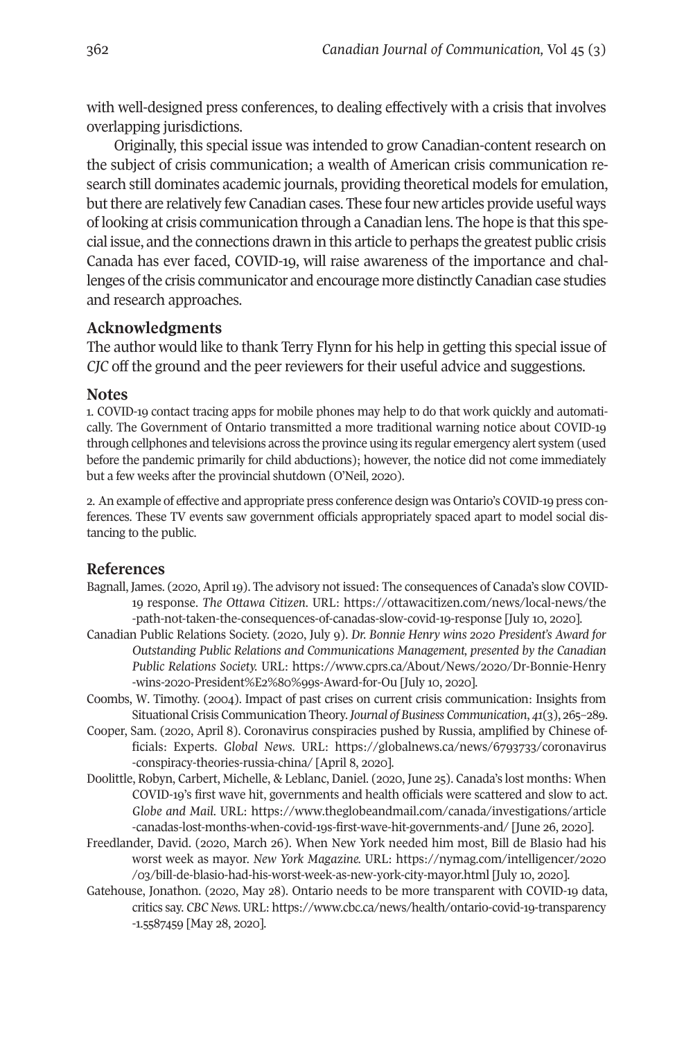with well-designed press conferences, to dealing effectively with a crisis that involves overlapping jurisdictions.

Originally, this special issue was intended to grow Canadian-content research on the subject of crisis communication; a wealth of American crisis communication research still dominates academic journals, providing theoretical models for emulation, but there are relatively few Canadian cases. These four new articles provide useful ways of looking at crisis communication through a Canadian lens. The hope is that this special issue, and the connections drawn in this article to perhaps the greatest public crisis Canada has ever faced, COVID-19, will raise awareness of the importance and challenges of the crisis communicator and encourage more distinctly Canadian case studies and research approaches.

## Acknowledgments

The author would like to thank Terry Flynn for his help in getting this special issue of *CJC* off the ground and the peer reviewers for their useful advice and suggestions.

## Notes

1. COVID-19 contact tracing apps for mobile phones may help to do that work quickly and automatically. The Government of Ontario transmitted a more traditional warning notice about COVID-19 through cellphones and televisions across the province using its regular emergency alert system (used before the pandemic primarily for child abductions); however, the notice did not come immediately but a few weeks after the provincial shutdown (O'Neil, 2020).

2. An example of effective and appropriate press conference design was Ontario's COVID-19 press conferences. These TV events saw government officials appropriately spaced apart to model social distancing to the public.

## References

Bagnall, James. (2020, April 19). The advisory not issued: The consequences of Canada's slow COVID-19 response. *The Ottawa Citizen*. URL: https://ottawacitizen.com/news/local-news/the-path-not-taken-the-consequences-of-canadas-slow-covid-19-response [July 10, 2020].

Canadian Public Relations Society. (2020, July 9). *Dr. Bonnie Henry wins 2020 President's Award for Outstanding Public Relations and Communications Management, presented by the Canadian Public Relations Society.* URL: https://www.cprs.ca/About/News/2020/Dr-Bonnie-Henry-wins-2020-President%E2%80%99s-Award-for-Ou [July 10, 2020].

Coombs, W. Timothy. (2004). Impact of past crises on current crisis communication: Insights from Situational Crisis Communication Theory. *Journal of Business Communication*, *41*(3), 265–289.

Cooper, Sam. (2020, April 8). Coronavirus conspiracies pushed by Russia, amplified by Chinese officials: Experts. *Global News*. URL: https://globalnews.ca/news/6793733/coronavirus-conspiracy-theories-russia-china/ [April 8, 2020].

Doolittle, Robyn, Carbert, Michelle, & Leblanc, Daniel. (2020, June 25). Canada's lost months: When COVID-19's first wave hit, governments and health officials were scattered and slow to act. *Globe and Mail*. URL: https://www.theglobeandmail.com/canada/investigations/article-canadas-lost-months-when-covid-19s-first-wave-hit-governments-and/ [June 26, 2020].

Freedlander, David. (2020, March 26). When New York needed him most, Bill de Blasio had his worst week as mayor. *New York Magazine.* URL: https://nymag.com/intelligencer/2020/03/bill-de-blasio-had-his-worst-week-as-new-york-city-mayor.html [July 10, 2020].

Gatehouse, Jonathon. (2020, May 28). Ontario needs to be more transparent with COVID-19 data, critics say. *CBC News*. URL: https://www.cbc.ca/news/health/ontario-covid-19-transparency-1.5587459 [May 28, 2020].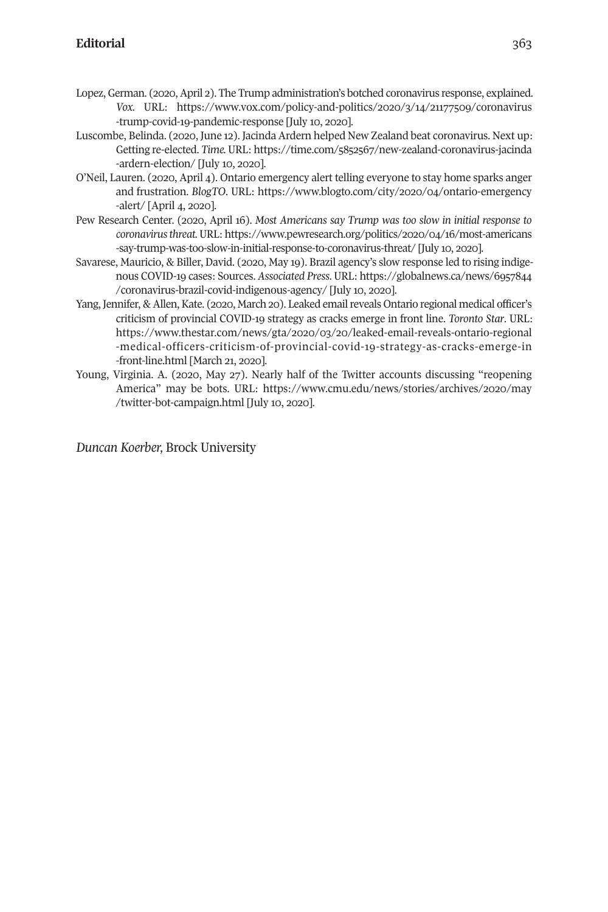Lopez, German. (2020, April 2). The Trump administration's botched coronavirus response, explained. *Vox.* URL: https://www.vox.com/policy-and-politics/2020/3/14/21177509/coronavirus-trump-covid-19-pandemic-response [July 10, 2020].

Luscombe, Belinda. (2020, June 12). Jacinda Ardern helped New Zealand beat coronavirus. Next up: Getting re-elected. *Time.* URL: https://time.com/5852567/new-zealand-coronavirus-jacinda-ardern-election/ [July 10, 2020].

O'Neil, Lauren. (2020, April 4). Ontario emergency alert telling everyone to stay home sparks anger and frustration. *BlogTO*. URL: https://www.blogto.com/city/2020/04/ontario-emergency-alert/ [April 4, 2020].

Pew Research Center. (2020, April 16). *Most Americans say Trump was too slow in initial response to coronavirus threat.* URL: https://www.pewresearch.org/politics/2020/04/16/most-americans-say-trump-was-too-slow-in-initial-response-to-coronavirus-threat/ [July 10, 2020].

Savarese, Mauricio, & Biller, David. (2020, May 19). Brazil agency's slow response led to rising indigenous COVID-19 cases: Sources. *Associated Press*. URL: https://globalnews.ca/news/6957844/coronavirus-brazil-covid-indigenous-agency/ [July 10, 2020].

Yang, Jennifer, & Allen, Kate. (2020, March 20). Leaked email reveals Ontario regional medical officer's criticism of provincial COVID-19 strategy as cracks emerge in front line. *Toronto Star*. URL: https://www.thestar.com/news/gta/2020/03/20/leaked-email-reveals-ontario-regional-medical-officers-criticism-of-provincial-covid-19-strategy-as-cracks-emerge-in-front-line.html [March 21, 2020].

Young, Virginia. A. (2020, May 27). Nearly half of the Twitter accounts discussing "reopening America" may be bots. URL: https://www.cmu.edu/news/stories/archives/2020/may/twitter-bot-campaign.html [July 10, 2020].

*Duncan Koerber,* Brock University